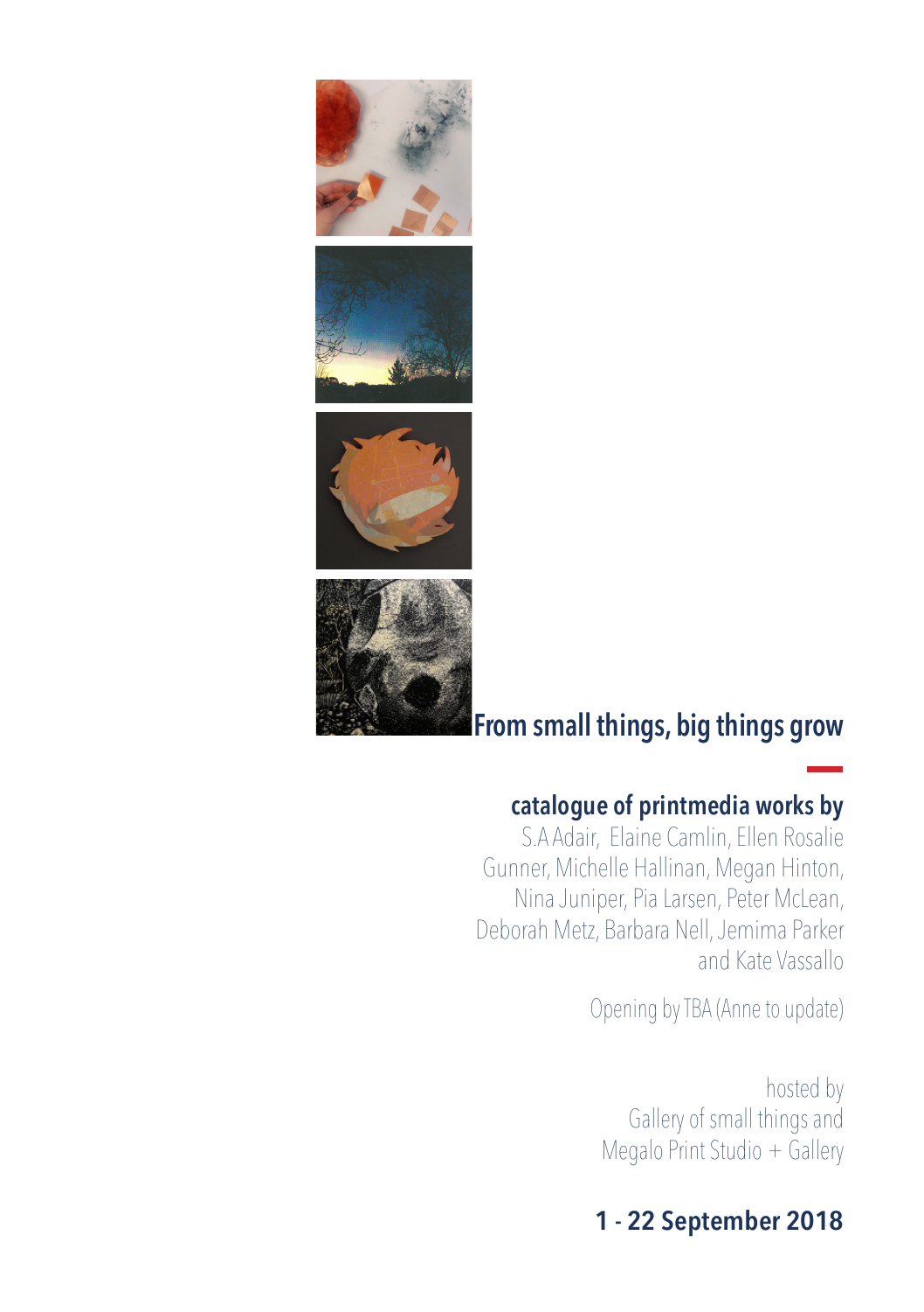# From small things, big things grow

## catalogue of printmedia works by

S.A Adair, Elaine Camlin, Ellen Rosalie Gunner, Michelle Hallinan, Megan Hinton, Nina Juniper, Pia Larsen, Peter McLean, Deborah Metz, Barbara Nell, Jemima Parker and Kate Vassallo

Opening by TBA (Anne to update)

hosted by
Gallery of small things and
Megalo Print Studio + Gallery

**1 - 22 September 2018**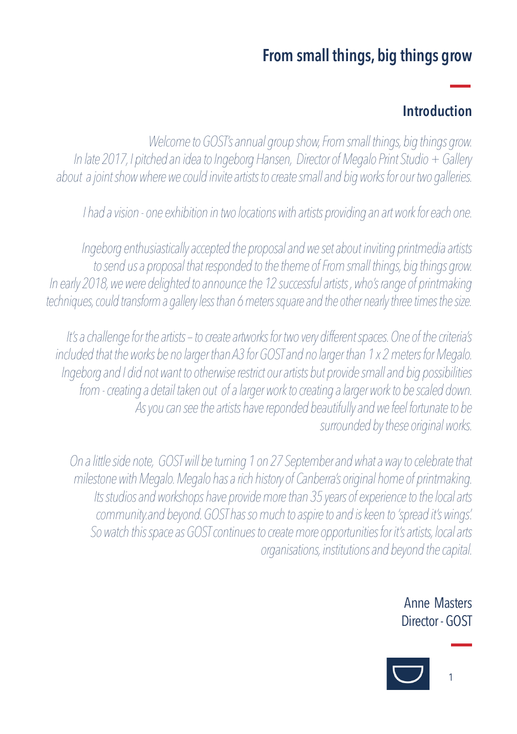# From small things, big things grow

## Introduction

*Welcome to GOST's annual group show, From small things, big things grow. In late 2017, I pitched an idea to Ingeborg Hansen, Director of Megalo Print Studio + Gallery about a joint show where we could invite artists to create small and big works for our two galleries.*

*I had a vision - one exhibition in two locations with artists providing an art work for each one.*

*Ingeborg enthusiastically accepted the proposal and we set about inviting printmedia artists to send us a proposal that responded to the theme of From small things, big things grow. In early 2018, we were delighted to announce the 12 successful artists , who's range of printmaking techniques, could transform a gallery less than 6 meters square and the other nearly three times the size.*

*It's a challenge for the artists – to create artworks for two very different spaces. One of the criteria's included that the works be no larger than A3 for GOST and no larger than 1 x 2 meters for Megalo. Ingeborg and I did not want to otherwise restrict our artists but provide small and big possibilities from - creating a detail taken out of a larger work to creating a larger work to be scaled down. As you can see the artists have reponded beautifully and we feel fortunate to be surrounded by these original works.*

*On a little side note, GOST will be turning 1 on 27 September and what a way to celebrate that milestone with Megalo. Megalo has a rich history of Canberra's original home of printmaking. Its studios and workshops have provide more than 35 years of experience to the local arts community.and beyond. GOST has so much to aspire to and is keen to 'spread it's wings.' So watch this space as GOST continues to create more opportunities for it's artists, local arts organisations, institutions and beyond the capital.*

Anne Masters
Director - GOST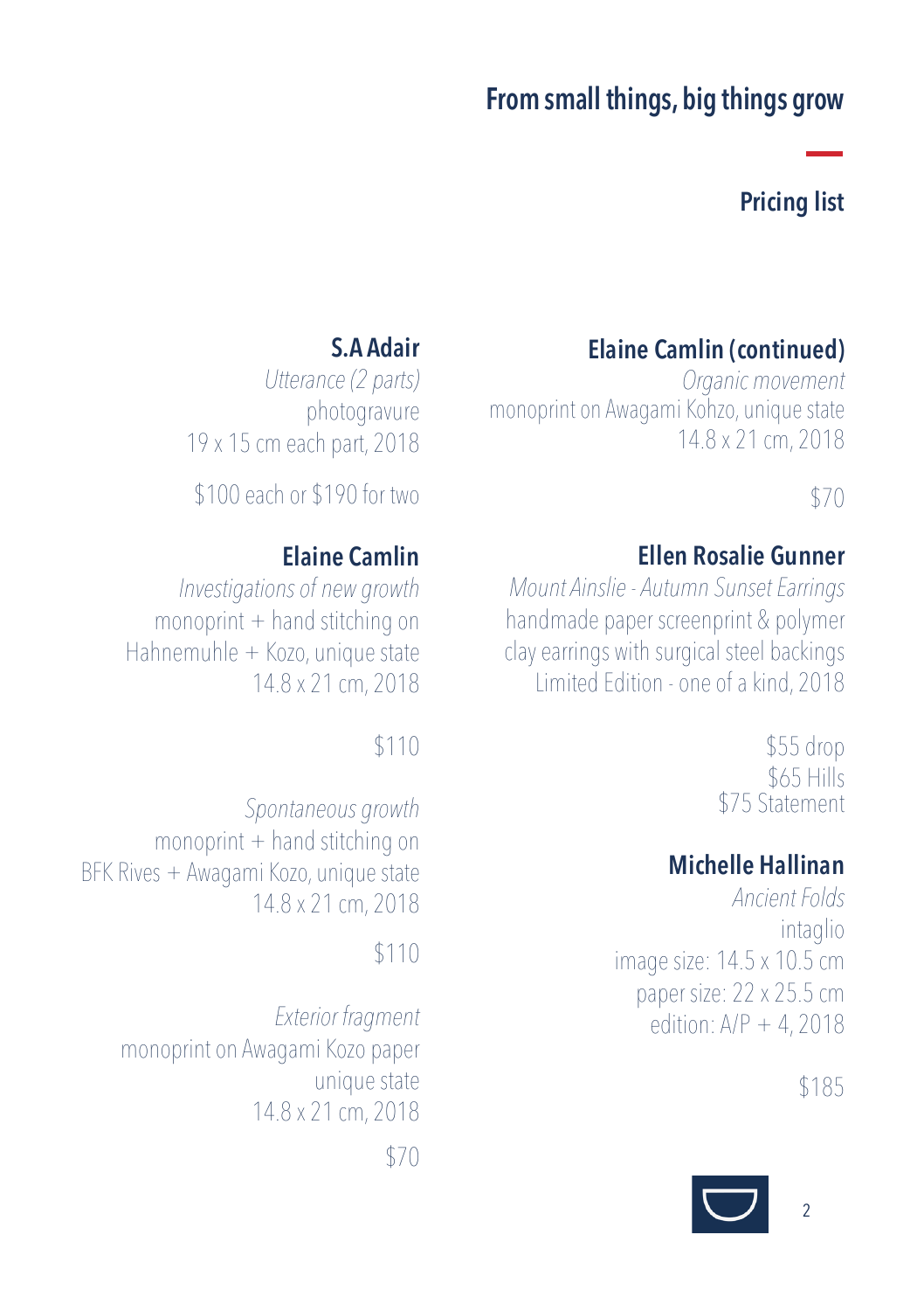# From small things, big things grow

## Pricing list

### S.A Adair

*Utterance (2 parts)*
photogravure
19 x 15 cm each part, 2018

$100 each or $190 for two

### Elaine Camlin

*Investigations of new growth*
monoprint + hand stitching on
Hahnemuhle + Kozo, unique state
14.8 x 21 cm, 2018

$110

*Spontaneous growth*
monoprint + hand stitching on
BFK Rives + Awagami Kozo, unique state
14.8 x 21 cm, 2018

$110

*Exterior fragment*
monoprint on Awagami Kozo paper
unique state
14.8 x 21 cm, 2018

$70

### Elaine Camlin (continued)

*Organic movement*
monoprint on Awagami Kohzo, unique state
14.8 x 21 cm, 2018

$70

### Ellen Rosalie Gunner

*Mount Ainslie - Autumn Sunset Earrings*
handmade paper screenprint & polymer
clay earrings with surgical steel backings
Limited Edition - one of a kind, 2018

$55 drop
$65 Hills
$75 Statement

### Michelle Hallinan

*Ancient Folds*
intaglio
image size: 14.5 x 10.5 cm
paper size: 22 x 25.5 cm
edition: A/P + 4, 2018

$185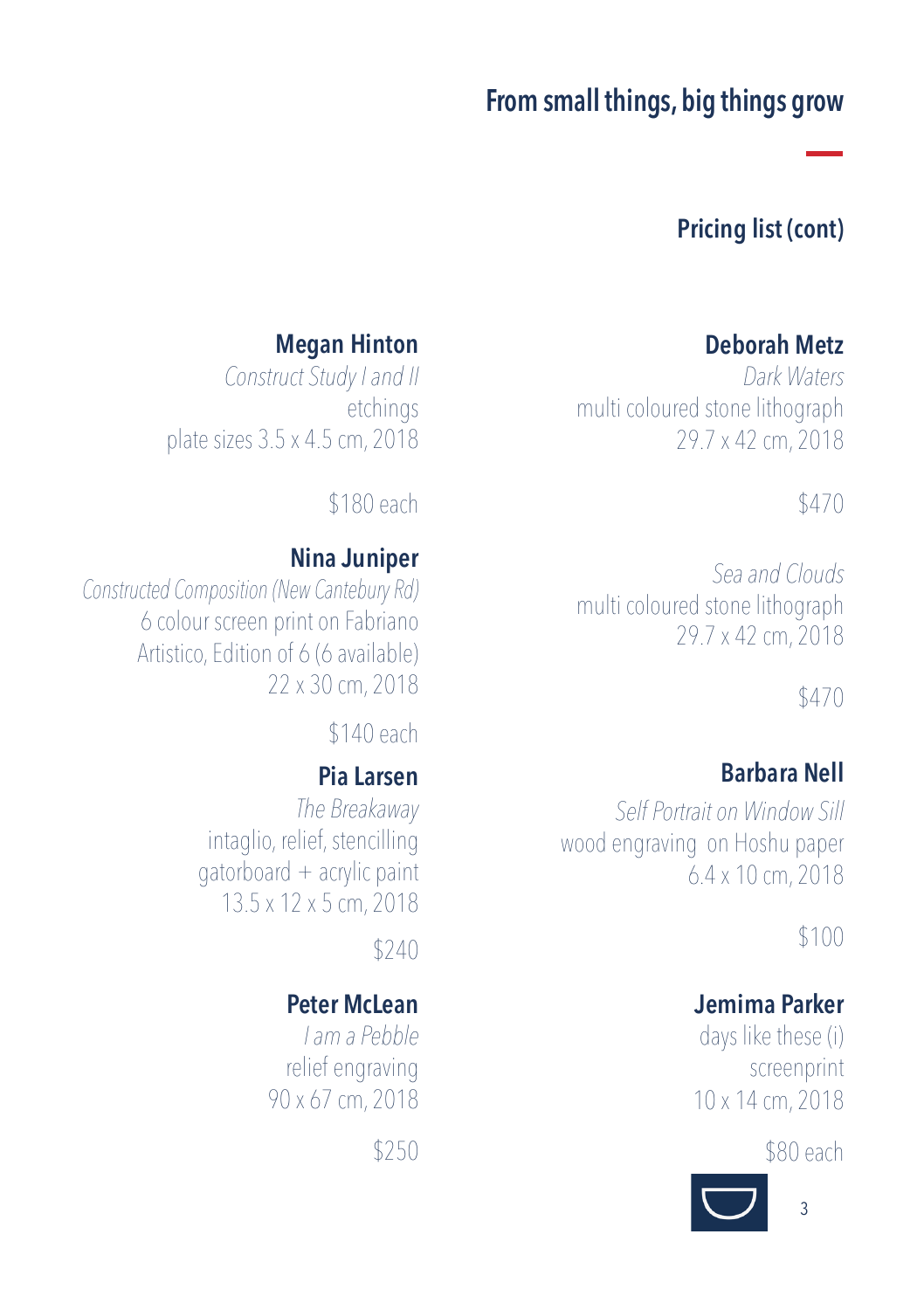# From small things, big things grow

## Pricing list (cont)

### Megan Hinton

*Construct Study I and II*
etchings
plate sizes 3.5 x 4.5 cm, 2018

$180 each

### Nina Juniper

*Constructed Composition (New Cantebury Rd)*
6 colour screen print on Fabriano Artistico, Edition of 6 (6 available)
22 x 30 cm, 2018

$140 each

### Pia Larsen

*The Breakaway*
intaglio, relief, stencilling
gatorboard + acrylic paint
13.5 x 12 x 5 cm, 2018

$240

### Peter McLean

*I am a Pebble*
relief engraving
90 x 67 cm, 2018

$250

### Deborah Metz

*Dark Waters*
multi coloured stone lithograph
29.7 x 42 cm, 2018

$470

*Sea and Clouds*
multi coloured stone lithograph
29.7 x 42 cm, 2018

$470

### Barbara Nell

*Self Portrait on Window Sill*
wood engraving on Hoshu paper
6.4 x 10 cm, 2018

$100

### Jemima Parker

days like these (i)
screenprint
10 x 14 cm, 2018

$80 each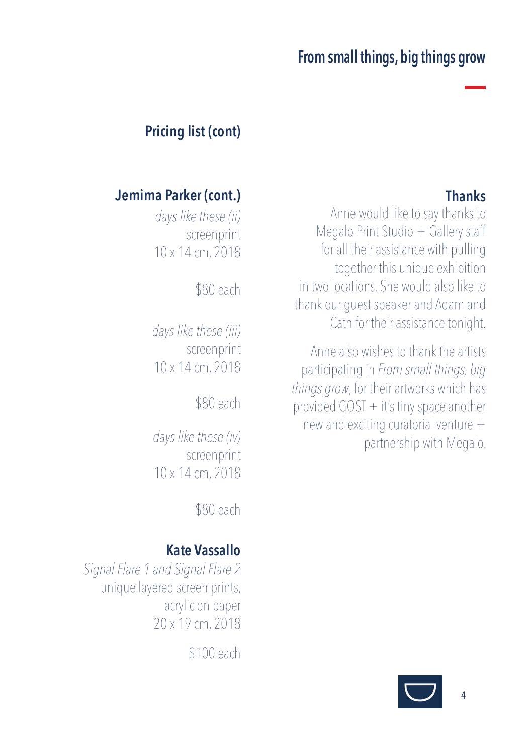## Pricing list (cont)

### Jemima Parker (cont.)

*days like these (ii)*
screenprint
10 x 14 cm, 2018

$80 each

*days like these (iii)*
screenprint
10 x 14 cm, 2018

$80 each

*days like these (iv)*
screenprint
10 x 14 cm, 2018

$80 each

### Kate Vassallo

*Signal Flare 1 and Signal Flare 2*
unique layered screen prints,
acrylic on paper
20 x 19 cm, 2018

$100 each

### Thanks

Anne would like to say thanks to Megalo Print Studio + Gallery staff for all their assistance with pulling together this unique exhibition in two locations. She would also like to thank our guest speaker and Adam and Cath for their assistance tonight.

Anne also wishes to thank the artists participating in *From small things, big things grow*, for their artworks which has provided GOST + it's tiny space another new and exciting curatorial venture + partnership with Megalo.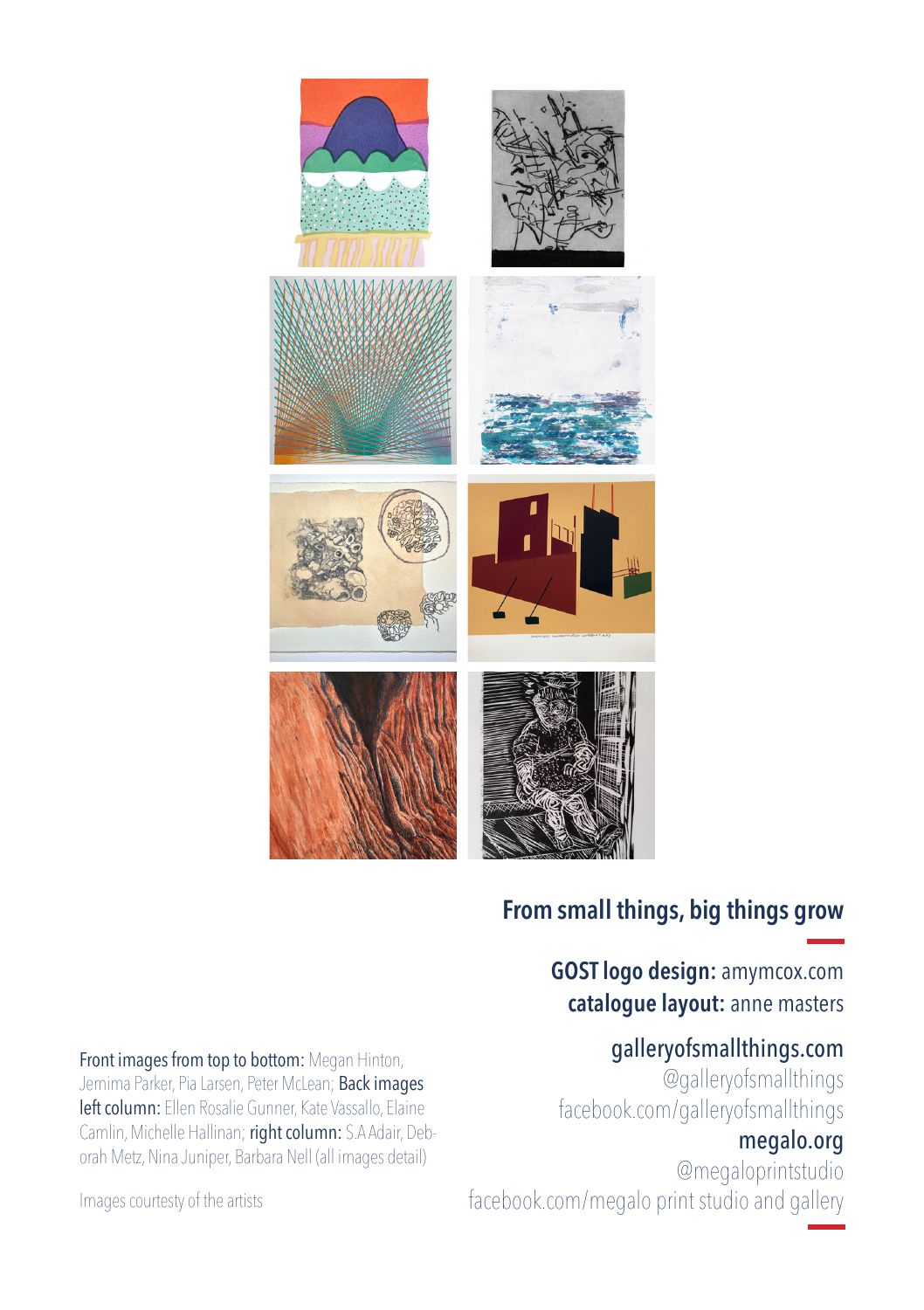## From small things, big things grow

**GOST logo design:** amymcox.com
**catalogue layout:** anne masters

galleryofsmallthings.com
@galleryofsmallthings
facebook.com/galleryofsmallthings
megalo.org
@megaloprintstudio
facebook.com/megalo print studio and gallery

Front images from top to bottom: Megan Hinton, Jemima Parker, Pia Larsen, Peter McLean; Back images left column: Ellen Rosalie Gunner, Kate Vassallo, Elaine Camlin, Michelle Hallinan; right column: S.A Adair, Deborah Metz, Nina Juniper, Barbara Nell (all images detail)

Images courtesty of the artists